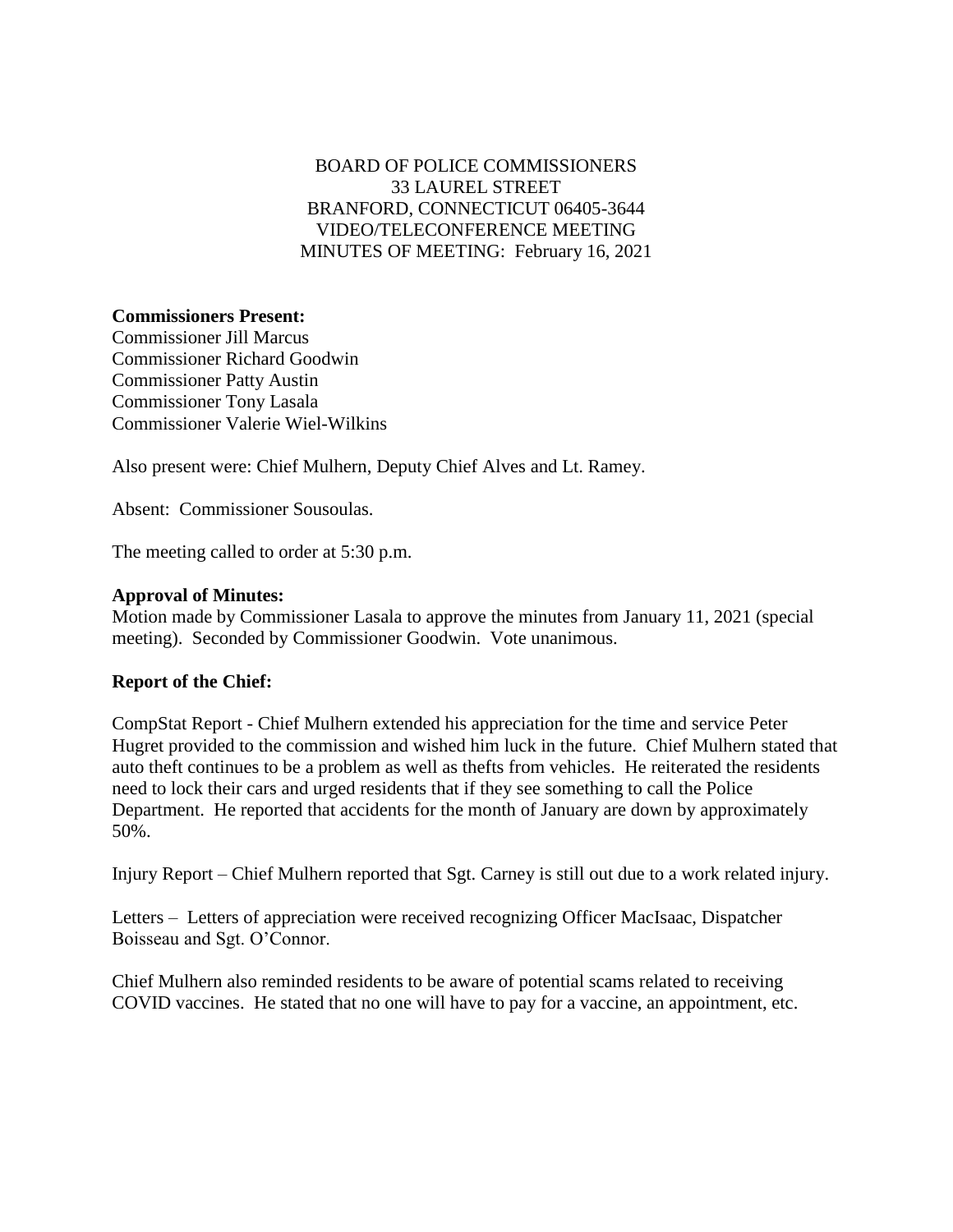BOARD OF POLICE COMMISSIONERS
33 LAUREL STREET
BRANFORD, CONNECTICUT 06405-3644
VIDEO/TELECONFERENCE MEETING
MINUTES OF MEETING: February 16, 2021

**Commissioners Present:**
Commissioner Jill Marcus
Commissioner Richard Goodwin
Commissioner Patty Austin
Commissioner Tony Lasala
Commissioner Valerie Wiel-Wilkins

Also present were: Chief Mulhern, Deputy Chief Alves and Lt. Ramey.

Absent: Commissioner Sousoulas.

The meeting called to order at 5:30 p.m.

**Approval of Minutes:**
Motion made by Commissioner Lasala to approve the minutes from January 11, 2021 (special meeting). Seconded by Commissioner Goodwin. Vote unanimous.

**Report of the Chief:**

CompStat Report - Chief Mulhern extended his appreciation for the time and service Peter Hugret provided to the commission and wished him luck in the future. Chief Mulhern stated that auto theft continues to be a problem as well as thefts from vehicles. He reiterated the residents need to lock their cars and urged residents that if they see something to call the Police Department. He reported that accidents for the month of January are down by approximately 50%.

Injury Report – Chief Mulhern reported that Sgt. Carney is still out due to a work related injury.

Letters – Letters of appreciation were received recognizing Officer MacIsaac, Dispatcher Boisseau and Sgt. O'Connor.

Chief Mulhern also reminded residents to be aware of potential scams related to receiving COVID vaccines. He stated that no one will have to pay for a vaccine, an appointment, etc.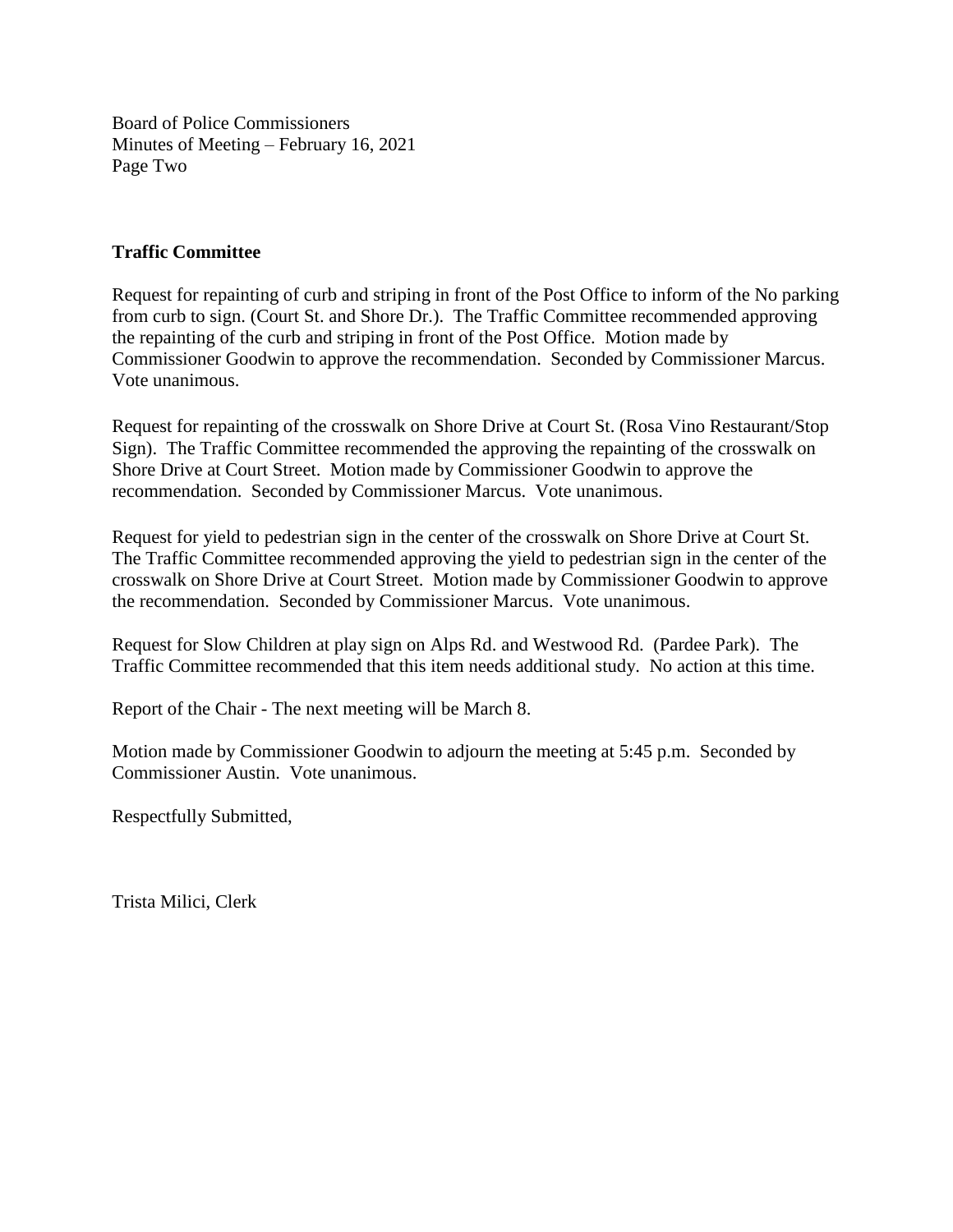## Traffic Committee

Request for repainting of curb and striping in front of the Post Office to inform of the No parking from curb to sign. (Court St. and Shore Dr.). The Traffic Committee recommended approving the repainting of the curb and striping in front of the Post Office. Motion made by Commissioner Goodwin to approve the recommendation. Seconded by Commissioner Marcus. Vote unanimous.

Request for repainting of the crosswalk on Shore Drive at Court St. (Rosa Vino Restaurant/Stop Sign). The Traffic Committee recommended the approving the repainting of the crosswalk on Shore Drive at Court Street. Motion made by Commissioner Goodwin to approve the recommendation. Seconded by Commissioner Marcus. Vote unanimous.

Request for yield to pedestrian sign in the center of the crosswalk on Shore Drive at Court St. The Traffic Committee recommended approving the yield to pedestrian sign in the center of the crosswalk on Shore Drive at Court Street. Motion made by Commissioner Goodwin to approve the recommendation. Seconded by Commissioner Marcus. Vote unanimous.

Request for Slow Children at play sign on Alps Rd. and Westwood Rd. (Pardee Park). The Traffic Committee recommended that this item needs additional study. No action at this time.

Report of the Chair - The next meeting will be March 8.

Motion made by Commissioner Goodwin to adjourn the meeting at 5:45 p.m. Seconded by Commissioner Austin. Vote unanimous.

Respectfully Submitted,

Trista Milici, Clerk